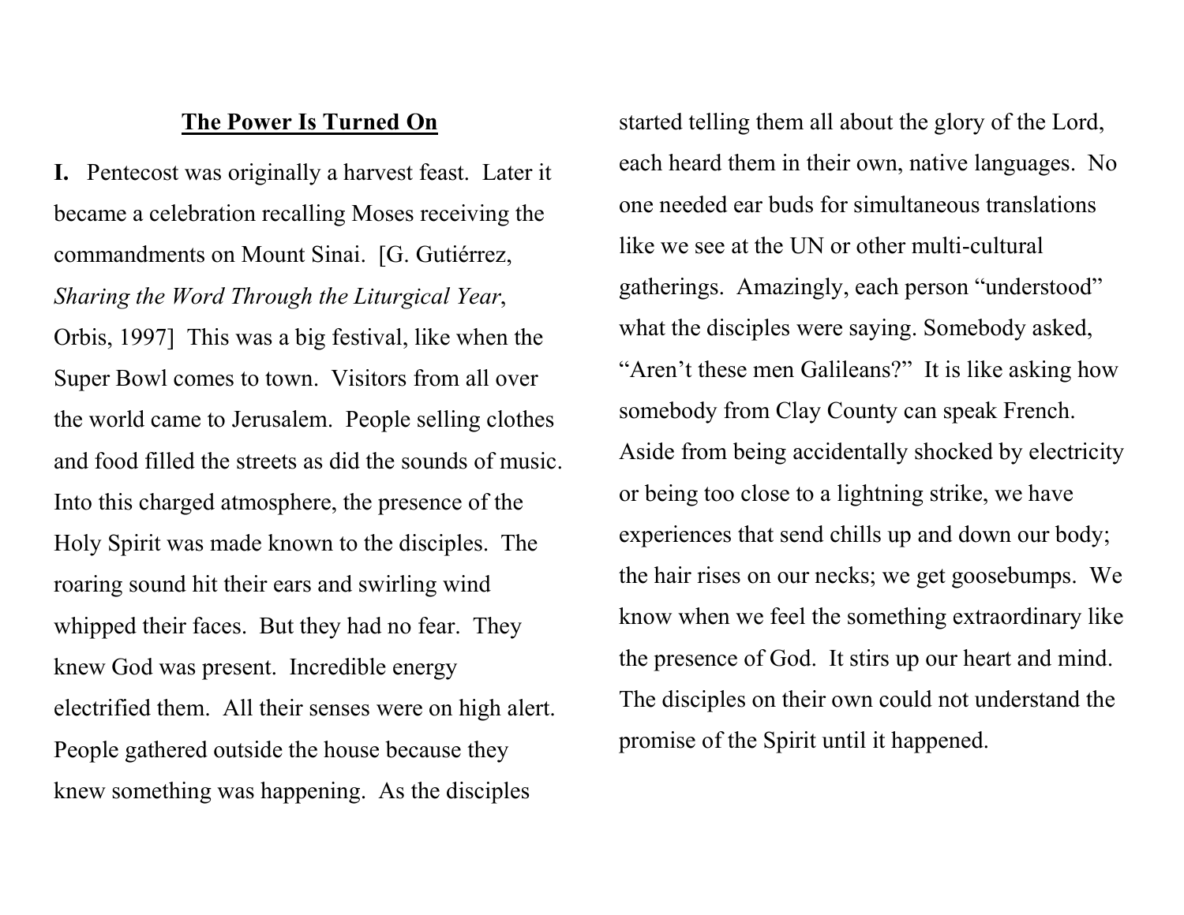## **The Power Is Turned On**

**I.** Pentecost was originally a harvest feast. Later it became a celebration recalling Moses receiving the commandments on Mount Sinai. [G. Gutiérrez, *Sharing the Word Through the Liturgical Year*, Orbis, 1997] This was a big festival, like when the Super Bowl comes to town. Visitors from all over the world came to Jerusalem. People selling clothes and food filled the streets as did the sounds of music. Into this charged atmosphere, the presence of the Holy Spirit was made known to the disciples. The roaring sound hit their ears and swirling wind whipped their faces. But they had no fear. They knew God was present. Incredible energy electrified them. All their senses were on high alert. People gathered outside the house because they knew something was happening. As the disciples started telling them all about the glory of the Lord, each heard them in their own, native languages. No one needed ear buds for simultaneous translations like we see at the UN or other multi-cultural gatherings. Amazingly, each person "understood" what the disciples were saying. Somebody asked, "Aren't these men Galileans?" It is like asking how somebody from Clay County can speak French. Aside from being accidentally shocked by electricity or being too close to a lightning strike, we have experiences that send chills up and down our body; the hair rises on our necks; we get goosebumps. We know when we feel the something extraordinary like the presence of God. It stirs up our heart and mind. The disciples on their own could not understand the promise of the Spirit until it happened.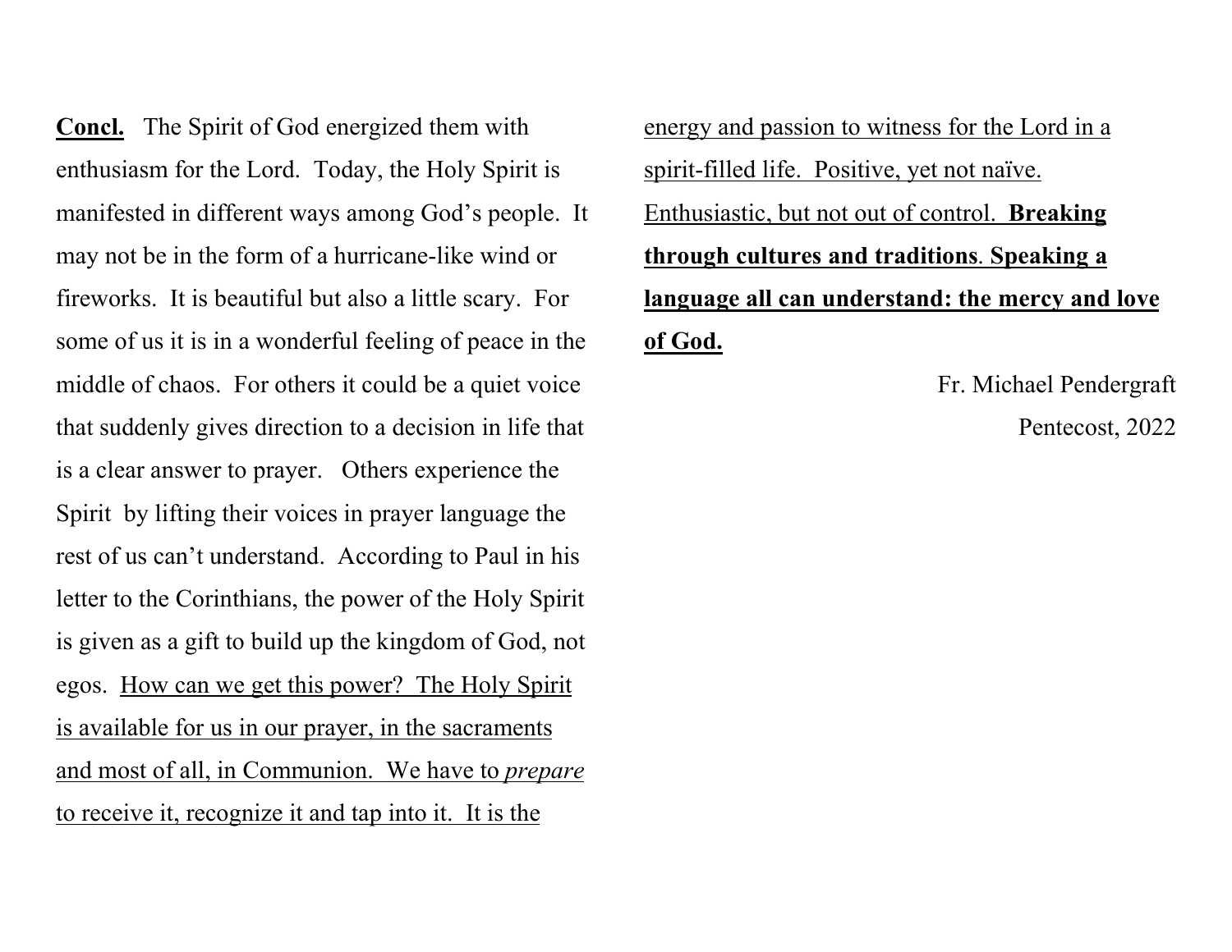<u>**Concl.**</u> The Spirit of God energized them with enthusiasm for the Lord. Today, the Holy Spirit is manifested in different ways among God's people. It may not be in the form of a hurricane-like wind or fireworks. It is beautiful but also a little scary. For some of us it is in a wonderful feeling of peace in the middle of chaos. For others it could be a quiet voice that suddenly gives direction to a decision in life that is a clear answer to prayer. Others experience the Spirit by lifting their voices in prayer language the rest of us can't understand. According to Paul in his letter to the Corinthians, the power of the Holy Spirit is given as a gift to build up the kingdom of God, not egos. <u>How can we get this power? The Holy Spirit is available for us in our prayer, in the sacraments and most of all, in Communion. We have to *prepare* to receive it, recognize it and tap into it. It is the energy and passion to witness for the Lord in a spirit-filled life. Positive, yet not naïve. Enthusiastic, but not out of control. **Breaking through cultures and traditions**. **Speaking a language all can understand: the mercy and love of God.**</u>

Fr. Michael Pendergraft

Pentecost, 2022